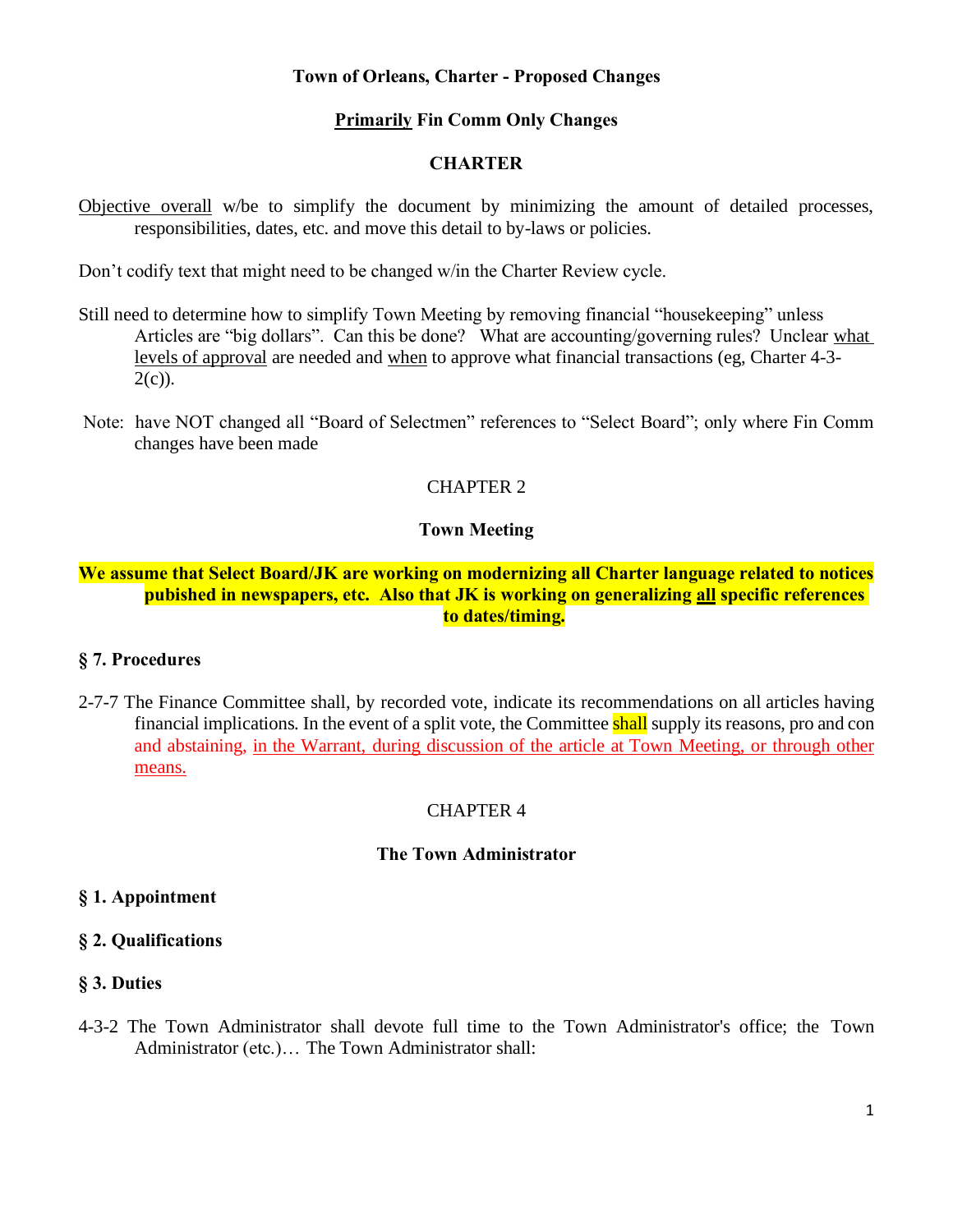**Town of Orleans, Charter - Proposed Changes**

**<u>Primarily</u> Fin Comm Only Changes**

**CHARTER**

<u>Objective overall</u> w/be to simplify the document by minimizing the amount of detailed processes, responsibilities, dates, etc. and move this detail to by-laws or policies.

Don't codify text that might need to be changed w/in the Charter Review cycle.

Still need to determine how to simplify Town Meeting by removing financial "housekeeping" unless Articles are "big dollars". Can this be done? What are accounting/governing rules? Unclear <u>what levels of approval</u> are needed and <u>when</u> to approve what financial transactions (eg, Charter 4-3-2(c)).

Note: have NOT changed all "Board of Selectmen" references to "Select Board"; only where Fin Comm changes have been made

CHAPTER 2

**Town Meeting**

**We assume that Select Board/JK are working on modernizing all Charter language related to notices pubished in newspapers, etc. Also that JK is working on generalizing <u>all</u> specific references to dates/timing.**

**§ 7. Procedures**

2-7-7 The Finance Committee shall, by recorded vote, indicate its recommendations on all articles having financial implications. In the event of a split vote, the Committee shall supply its reasons, pro and con and abstaining, <u>in the Warrant, during discussion of the article at Town Meeting, or through other means.</u>

CHAPTER 4

**The Town Administrator**

**§ 1. Appointment**

**§ 2. Qualifications**

**§ 3. Duties**

4-3-2 The Town Administrator shall devote full time to the Town Administrator's office; the Town Administrator (etc.)… The Town Administrator shall: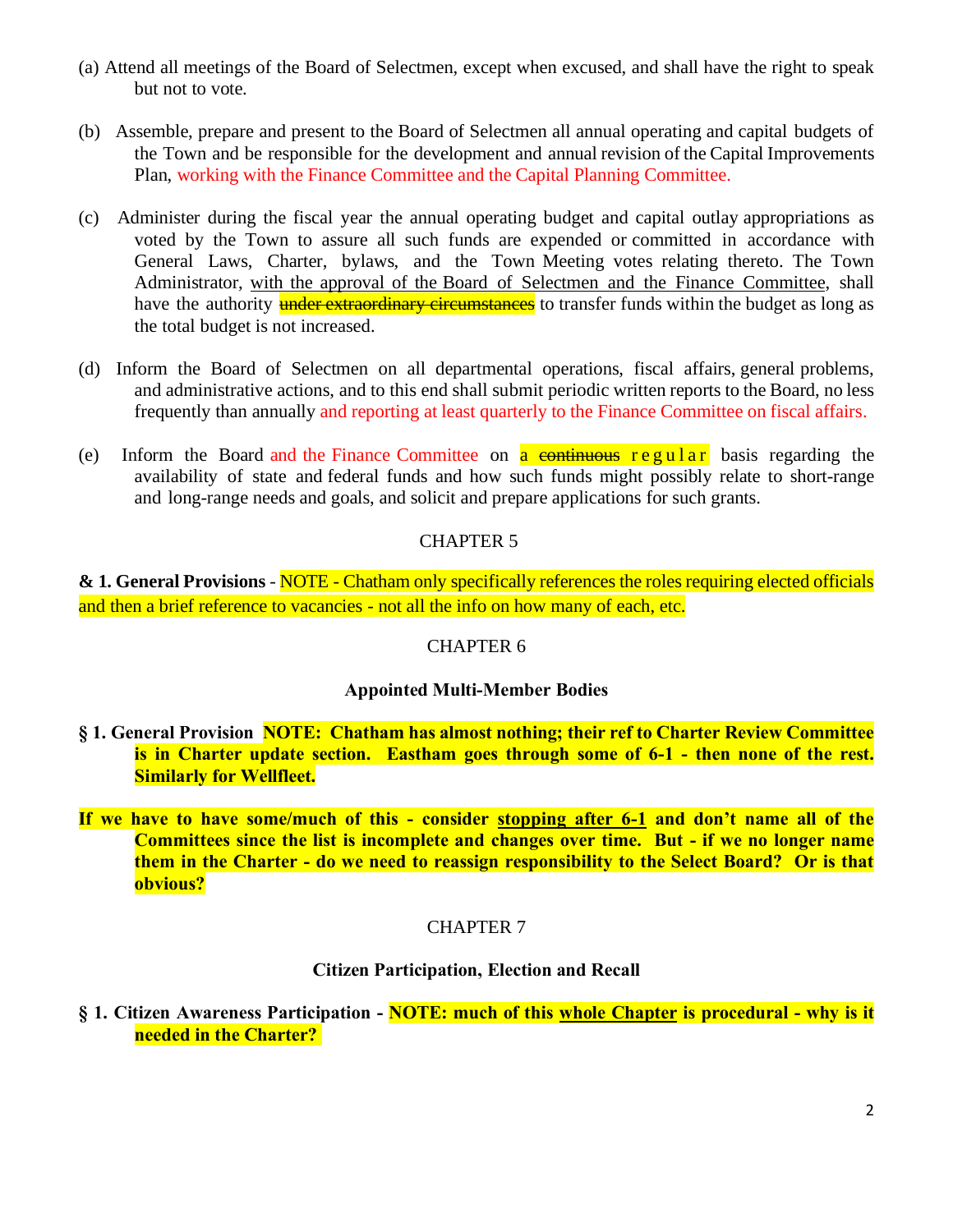(a) Attend all meetings of the Board of Selectmen, except when excused, and shall have the right to speak but not to vote.

(b) Assemble, prepare and present to the Board of Selectmen all annual operating and capital budgets of the Town and be responsible for the development and annual revision of the Capital Improvements Plan, working with the Finance Committee and the Capital Planning Committee.

(c) Administer during the fiscal year the annual operating budget and capital outlay appropriations as voted by the Town to assure all such funds are expended or committed in accordance with General Laws, Charter, bylaws, and the Town Meeting votes relating thereto. The Town Administrator, <u>with the approval of the Board of Selectmen and the Finance Committee</u>, shall have the authority ~~under extraordinary circumstances~~ to transfer funds within the budget as long as the total budget is not increased.

(d) Inform the Board of Selectmen on all departmental operations, fiscal affairs, general problems, and administrative actions, and to this end shall submit periodic written reports to the Board, no less frequently than annually and reporting at least quarterly to the Finance Committee on fiscal affairs.

(e) Inform the Board and the Finance Committee on a ~~continuous~~ regular basis regarding the availability of state and federal funds and how such funds might possibly relate to short-range and long-range needs and goals, and solicit and prepare applications for such grants.

CHAPTER 5

**& 1. General Provisions** - NOTE - Chatham only specifically references the roles requiring elected officials and then a brief reference to vacancies - not all the info on how many of each, etc.

CHAPTER 6

**Appointed Multi-Member Bodies**

**§ 1. General Provision NOTE: Chatham has almost nothing; their ref to Charter Review Committee is in Charter update section. Eastham goes through some of 6-1 - then none of the rest. Similarly for Wellfleet.**

**If we have to have some/much of this - consider <u>stopping after 6-1</u> and don't name all of the Committees since the list is incomplete and changes over time. But - if we no longer name them in the Charter - do we need to reassign responsibility to the Select Board? Or is that obvious?**

CHAPTER 7

**Citizen Participation, Election and Recall**

**§ 1. Citizen Awareness Participation - NOTE: much of this <u>whole Chapter</u> is procedural - why is it needed in the Charter?**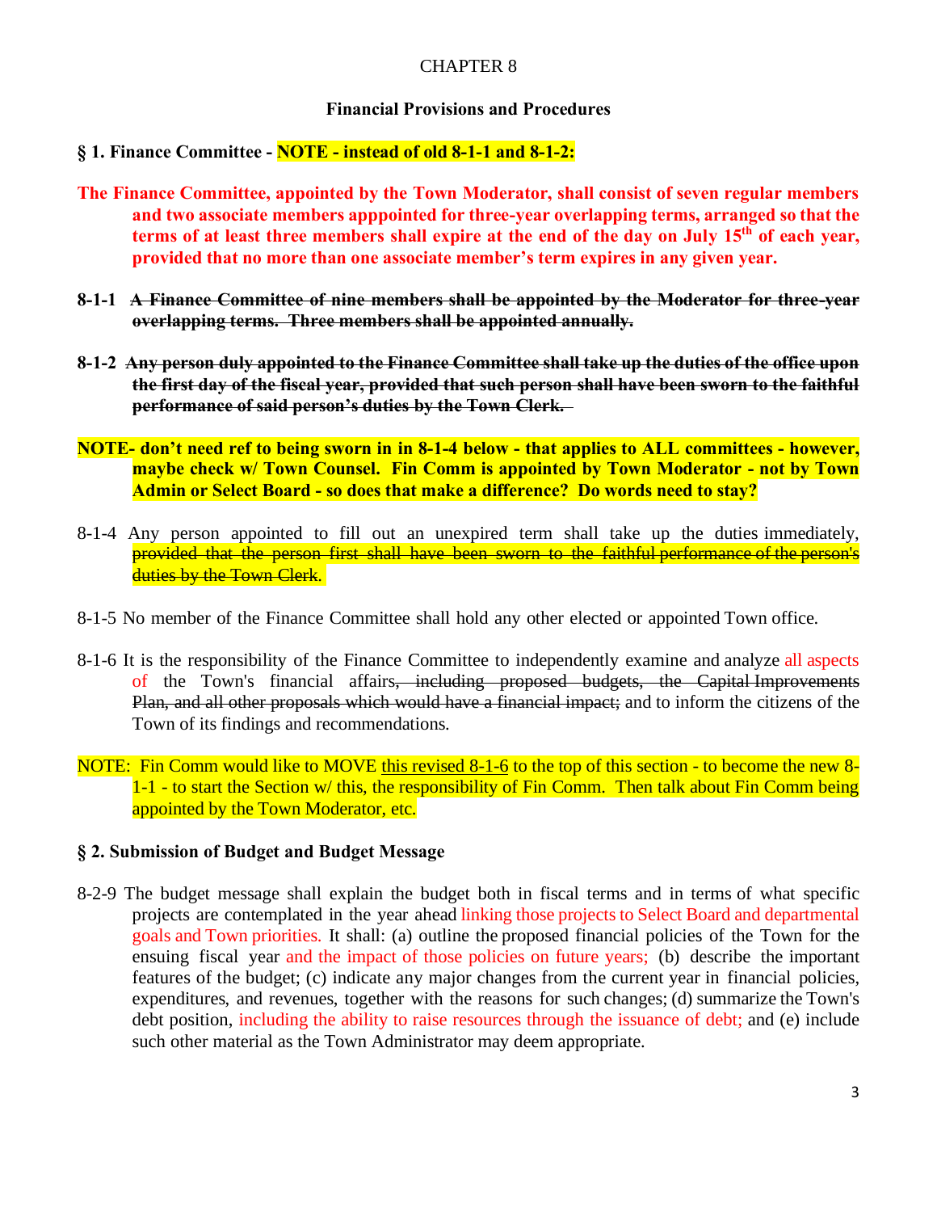CHAPTER 8

**Financial Provisions and Procedures**

**§ 1. Finance Committee - NOTE - instead of old 8-1-1 and 8-1-2:**

**The Finance Committee, appointed by the Town Moderator, shall consist of seven regular members and two associate members apppointed for three-year overlapping terms, arranged so that the terms of at least three members shall expire at the end of the day on July 15th of each year, provided that no more than one associate member's term expires in any given year.**

**8-1-1 ~~A Finance Committee of nine members shall be appointed by the Moderator for three-year overlapping terms. Three members shall be appointed annually.~~**

**8-1-2 ~~Any person duly appointed to the Finance Committee shall take up the duties of the office upon the first day of the fiscal year, provided that such person shall have been sworn to the faithful performance of said person's duties by the Town Clerk.~~**

**NOTE- don't need ref to being sworn in in 8-1-4 below - that applies to ALL committees - however, maybe check w/ Town Counsel. Fin Comm is appointed by Town Moderator - not by Town Admin or Select Board - so does that make a difference? Do words need to stay?**

8-1-4 Any person appointed to fill out an unexpired term shall take up the duties immediately, ~~provided that the person first shall have been sworn to the faithful performance of the person's duties by the Town Clerk~~.

8-1-5 No member of the Finance Committee shall hold any other elected or appointed Town office.

8-1-6 It is the responsibility of the Finance Committee to independently examine and analyze all aspects of the Town's financial affairs~~, including proposed budgets, the Capital Improvements Plan, and all other proposals which would have a financial impact;~~ and to inform the citizens of the Town of its findings and recommendations.

NOTE: Fin Comm would like to MOVE this revised 8-1-6 to the top of this section - to become the new 8-1-1 - to start the Section w/ this, the responsibility of Fin Comm. Then talk about Fin Comm being appointed by the Town Moderator, etc.

**§ 2. Submission of Budget and Budget Message**

8-2-9 The budget message shall explain the budget both in fiscal terms and in terms of what specific projects are contemplated in the year ahead linking those projects to Select Board and departmental goals and Town priorities. It shall: (a) outline the proposed financial policies of the Town for the ensuing fiscal year and the impact of those policies on future years; (b) describe the important features of the budget; (c) indicate any major changes from the current year in financial policies, expenditures, and revenues, together with the reasons for such changes; (d) summarize the Town's debt position, including the ability to raise resources through the issuance of debt; and (e) include such other material as the Town Administrator may deem appropriate.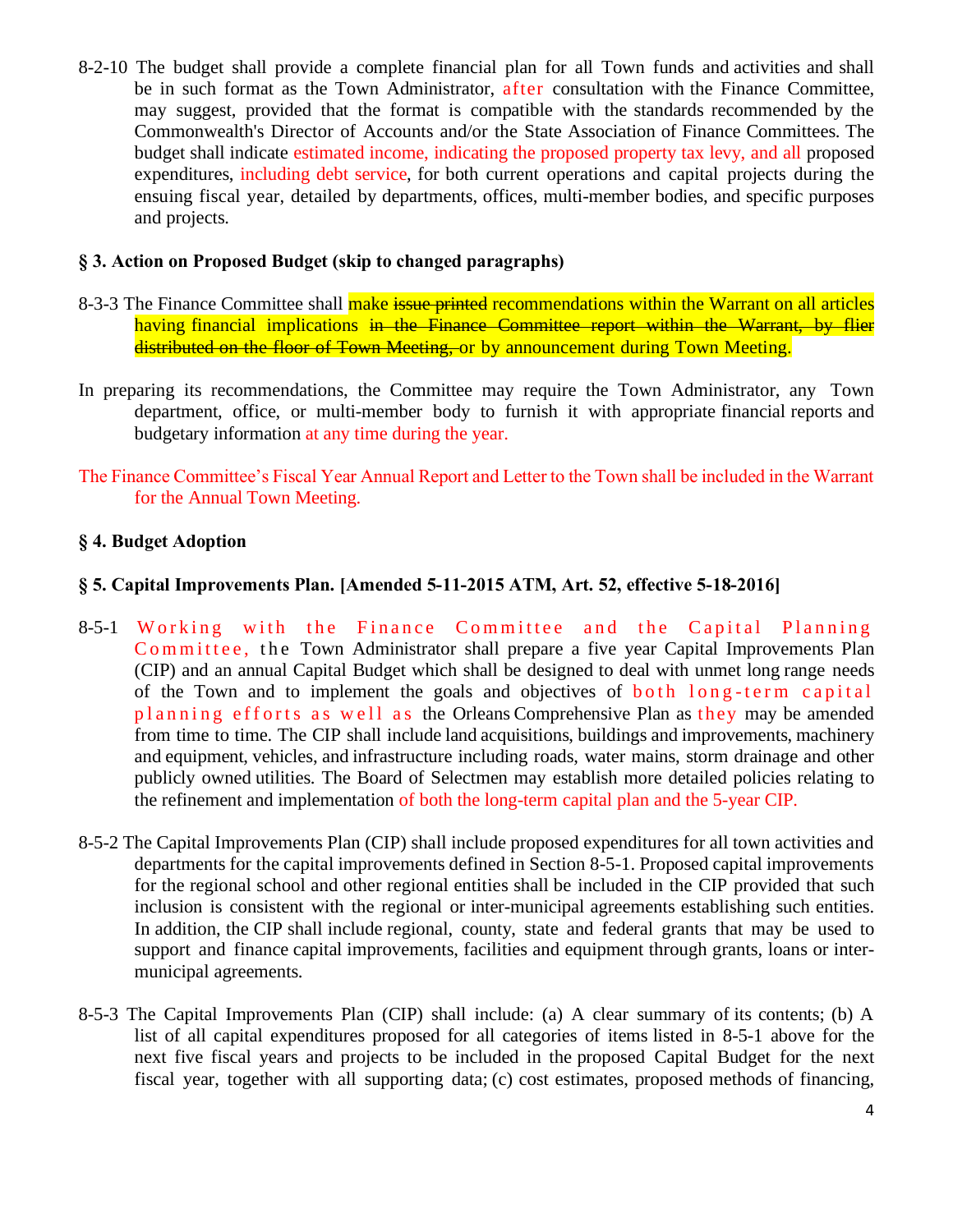8-2-10 The budget shall provide a complete financial plan for all Town funds and activities and shall be in such format as the Town Administrator, after consultation with the Finance Committee, may suggest, provided that the format is compatible with the standards recommended by the Commonwealth's Director of Accounts and/or the State Association of Finance Committees. The budget shall indicate estimated income, indicating the proposed property tax levy, and all proposed expenditures, including debt service, for both current operations and capital projects during the ensuing fiscal year, detailed by departments, offices, multi-member bodies, and specific purposes and projects.

**§ 3. Action on Proposed Budget (skip to changed paragraphs)**

8-3-3 The Finance Committee shall make ~~issue printed~~ recommendations within the Warrant on all articles having financial implications ~~in the Finance Committee report within the Warrant, by flier distributed on the floor of Town Meeting,~~ or by announcement during Town Meeting.

In preparing its recommendations, the Committee may require the Town Administrator, any Town department, office, or multi-member body to furnish it with appropriate financial reports and budgetary information at any time during the year.

The Finance Committee's Fiscal Year Annual Report and Letter to the Town shall be included in the Warrant for the Annual Town Meeting.

**§ 4. Budget Adoption**

**§ 5. Capital Improvements Plan. [Amended 5-11-2015 ATM, Art. 52, effective 5-18-2016]**

8-5-1 Working with the Finance Committee and the Capital Planning Committee, the Town Administrator shall prepare a five year Capital Improvements Plan (CIP) and an annual Capital Budget which shall be designed to deal with unmet long range needs of the Town and to implement the goals and objectives of both long-term capital planning efforts as well as the Orleans Comprehensive Plan as they may be amended from time to time. The CIP shall include land acquisitions, buildings and improvements, machinery and equipment, vehicles, and infrastructure including roads, water mains, storm drainage and other publicly owned utilities. The Board of Selectmen may establish more detailed policies relating to the refinement and implementation of both the long-term capital plan and the 5-year CIP.

8-5-2 The Capital Improvements Plan (CIP) shall include proposed expenditures for all town activities and departments for the capital improvements defined in Section 8-5-1. Proposed capital improvements for the regional school and other regional entities shall be included in the CIP provided that such inclusion is consistent with the regional or inter-municipal agreements establishing such entities. In addition, the CIP shall include regional, county, state and federal grants that may be used to support and finance capital improvements, facilities and equipment through grants, loans or inter-municipal agreements.

8-5-3 The Capital Improvements Plan (CIP) shall include: (a) A clear summary of its contents; (b) A list of all capital expenditures proposed for all categories of items listed in 8-5-1 above for the next five fiscal years and projects to be included in the proposed Capital Budget for the next fiscal year, together with all supporting data; (c) cost estimates, proposed methods of financing,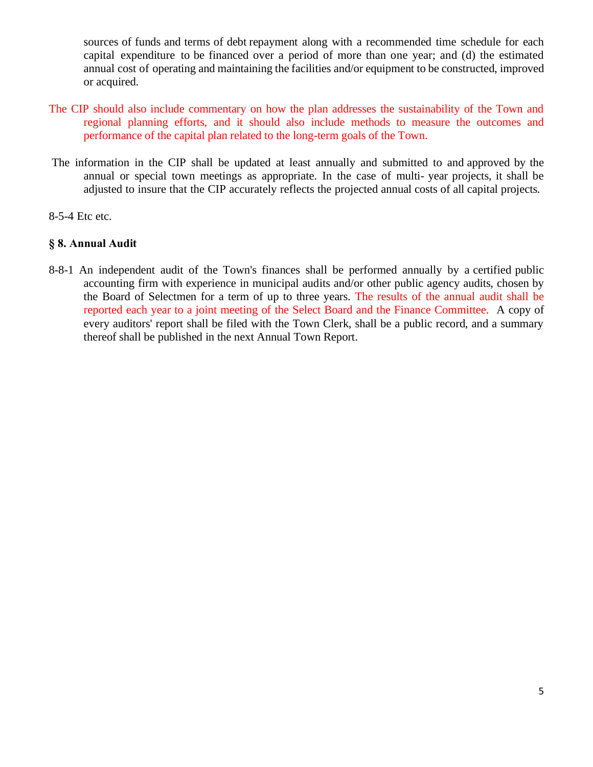sources of funds and terms of debt repayment along with a recommended time schedule for each capital expenditure to be financed over a period of more than one year; and (d) the estimated annual cost of operating and maintaining the facilities and/or equipment to be constructed, improved or acquired.

The CIP should also include commentary on how the plan addresses the sustainability of the Town and regional planning efforts, and it should also include methods to measure the outcomes and performance of the capital plan related to the long-term goals of the Town.

The information in the CIP shall be updated at least annually and submitted to and approved by the annual or special town meetings as appropriate. In the case of multi- year projects, it shall be adjusted to insure that the CIP accurately reflects the projected annual costs of all capital projects.

8-5-4 Etc etc.

### § 8. Annual Audit

8-8-1 An independent audit of the Town's finances shall be performed annually by a certified public accounting firm with experience in municipal audits and/or other public agency audits, chosen by the Board of Selectmen for a term of up to three years. The results of the annual audit shall be reported each year to a joint meeting of the Select Board and the Finance Committee. A copy of every auditors' report shall be filed with the Town Clerk, shall be a public record, and a summary thereof shall be published in the next Annual Town Report.